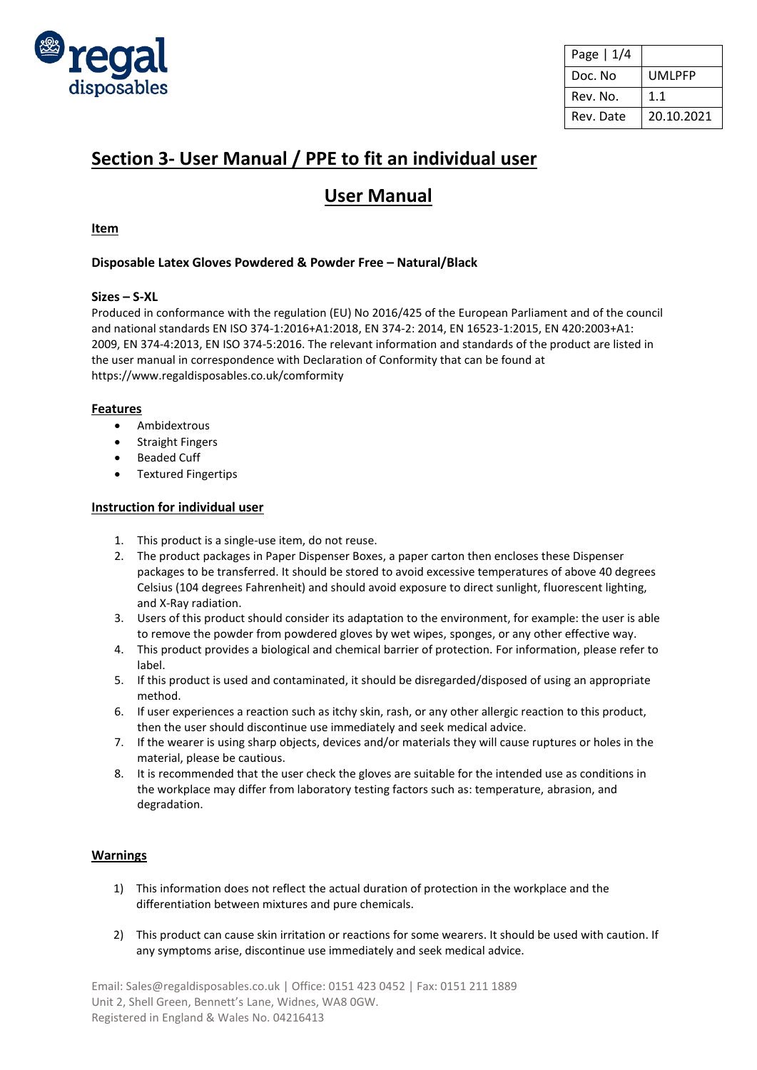| Page \| 1/4 | |
|---|---|
| Doc. No | UMLPFP |
| Rev. No. | 1.1 |
| Rev. Date | 20.10.2021 |

# Section 3- User Manual / PPE to fit an individual user

## User Manual

**Item**

**Disposable Latex Gloves Powdered & Powder Free – Natural/Black**

**Sizes – S-XL**

Produced in conformance with the regulation (EU) No 2016/425 of the European Parliament and of the council and national standards EN ISO 374-1:2016+A1:2018, EN 374-2: 2014, EN 16523-1:2015, EN 420:2003+A1: 2009, EN 374-4:2013, EN ISO 374-5:2016. The relevant information and standards of the product are listed in the user manual in correspondence with Declaration of Conformity that can be found at https://www.regaldisposables.co.uk/comformity

**Features**

- Ambidextrous
- Straight Fingers
- Beaded Cuff
- Textured Fingertips

**Instruction for individual user**

1. This product is a single-use item, do not reuse.
2. The product packages in Paper Dispenser Boxes, a paper carton then encloses these Dispenser packages to be transferred. It should be stored to avoid excessive temperatures of above 40 degrees Celsius (104 degrees Fahrenheit) and should avoid exposure to direct sunlight, fluorescent lighting, and X-Ray radiation.
3. Users of this product should consider its adaptation to the environment, for example: the user is able to remove the powder from powdered gloves by wet wipes, sponges, or any other effective way.
4. This product provides a biological and chemical barrier of protection. For information, please refer to label.
5. If this product is used and contaminated, it should be disregarded/disposed of using an appropriate method.
6. If user experiences a reaction such as itchy skin, rash, or any other allergic reaction to this product, then the user should discontinue use immediately and seek medical advice.
7. If the wearer is using sharp objects, devices and/or materials they will cause ruptures or holes in the material, please be cautious.
8. It is recommended that the user check the gloves are suitable for the intended use as conditions in the workplace may differ from laboratory testing factors such as: temperature, abrasion, and degradation.

**Warnings**

1) This information does not reflect the actual duration of protection in the workplace and the differentiation between mixtures and pure chemicals.

2) This product can cause skin irritation or reactions for some wearers. It should be used with caution. If any symptoms arise, discontinue use immediately and seek medical advice.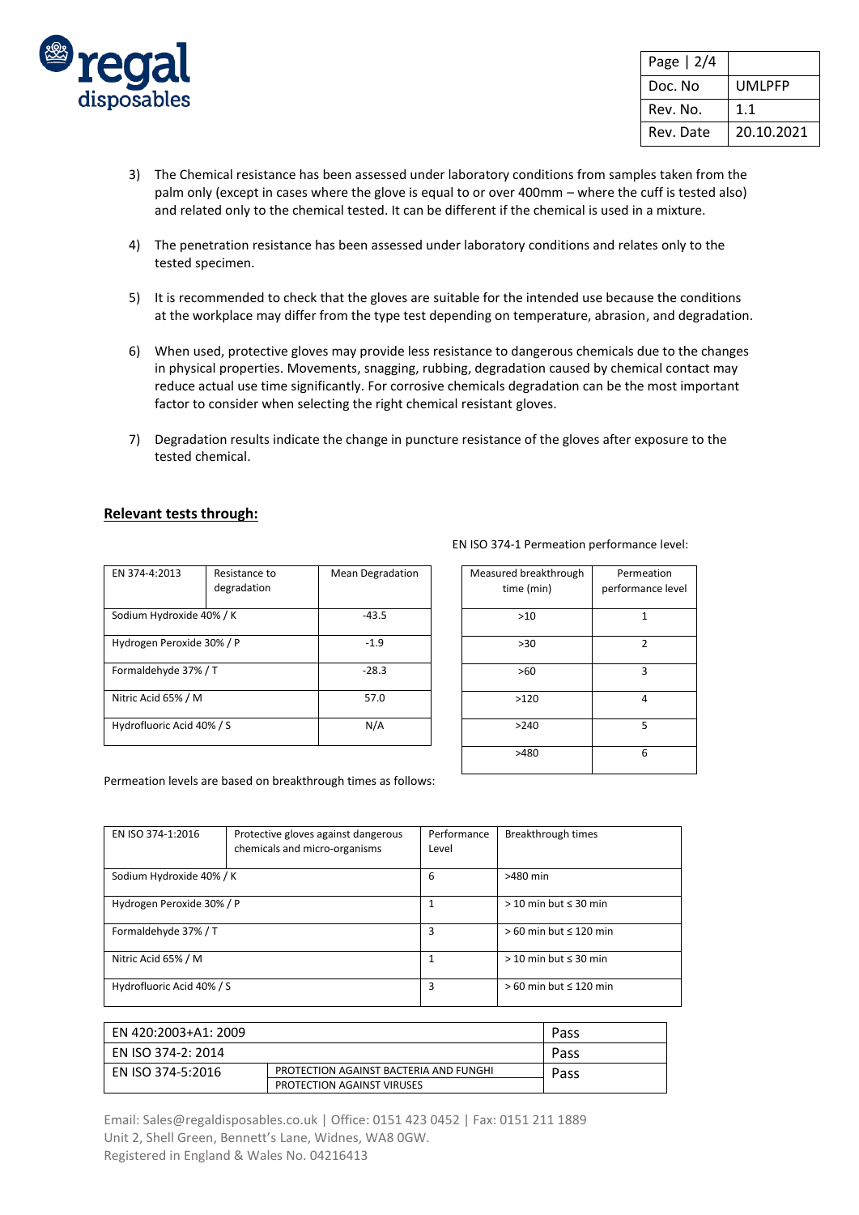3) The Chemical resistance has been assessed under laboratory conditions from samples taken from the palm only (except in cases where the glove is equal to or over 400mm – where the cuff is tested also) and related only to the chemical tested. It can be different if the chemical is used in a mixture.

4) The penetration resistance has been assessed under laboratory conditions and relates only to the tested specimen.

5) It is recommended to check that the gloves are suitable for the intended use because the conditions at the workplace may differ from the type test depending on temperature, abrasion, and degradation.

6) When used, protective gloves may provide less resistance to dangerous chemicals due to the changes in physical properties. Movements, snagging, rubbing, degradation caused by chemical contact may reduce actual use time significantly. For corrosive chemicals degradation can be the most important factor to consider when selecting the right chemical resistant gloves.

7) Degradation results indicate the change in puncture resistance of the gloves after exposure to the tested chemical.

**Relevant tests through:**

| EN 374-4:2013 | Resistance to degradation | Mean Degradation |
|---|---|---|
| Sodium Hydroxide 40% / K | | -43.5 |
| Hydrogen Peroxide 30% / P | | -1.9 |
| Formaldehyde 37% / T | | -28.3 |
| Nitric Acid 65% / M | | 57.0 |
| Hydrofluoric Acid 40% / S | | N/A |

EN ISO 374-1 Permeation performance level:

Permeation levels are based on breakthrough times as follows:

| Measured breakthrough time (min) | Permeation performance level |
|---|---|
| >10 | 1 |
| >30 | 2 |
| >60 | 3 |
| >120 | 4 |
| >240 | 5 |
| >480 | 6 |

| EN ISO 374-1:2016 | Protective gloves against dangerous chemicals and micro-organisms | Performance Level | Breakthrough times |
|---|---|---|---|
| Sodium Hydroxide 40% / K | | 6 | >480 min |
| Hydrogen Peroxide 30% / P | | 1 | > 10 min but ≤ 30 min |
| Formaldehyde 37% / T | | 3 | > 60 min but ≤ 120 min |
| Nitric Acid 65% / M | | 1 | > 10 min but ≤ 30 min |
| Hydrofluoric Acid 40% / S | | 3 | > 60 min but ≤ 120 min |

| EN 420:2003+A1: 2009 | | Pass |
|---|---|---|
| EN ISO 374-2: 2014 | | Pass |
| EN ISO 374-5:2016 | PROTECTION AGAINST BACTERIA AND FUNGHI | Pass |
| | PROTECTION AGAINST VIRUSES | |

Email: Sales@regaldisposables.co.uk | Office: 0151 423 0452 | Fax: 0151 211 1889
Unit 2, Shell Green, Bennett's Lane, Widnes, WA8 0GW.
Registered in England & Wales No. 04216413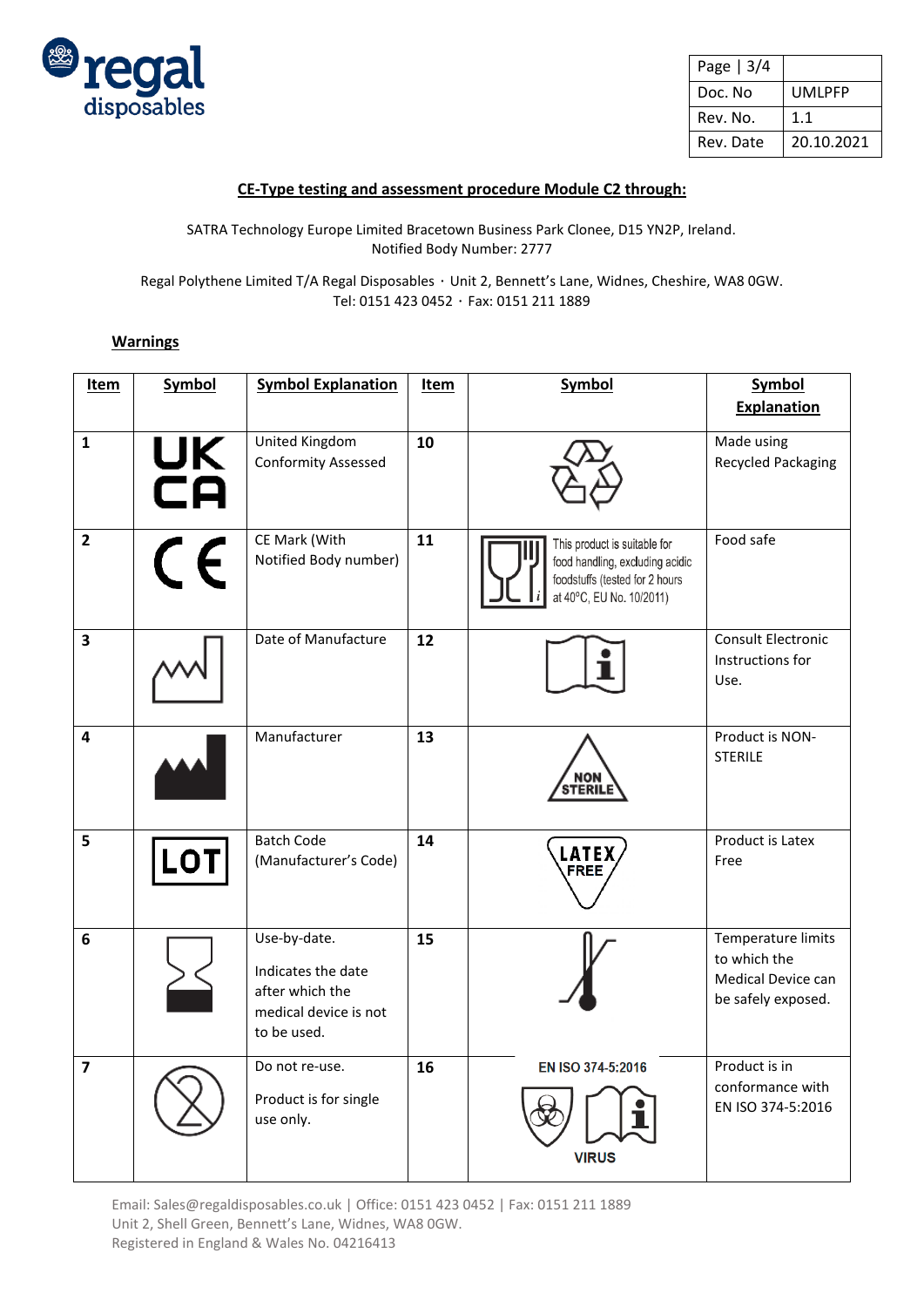| Page \| 3/4 | |
|---|---|
| Doc. No | UMLPFP |
| Rev. No. | 1.1 |
| Rev. Date | 20.10.2021 |

**CE-Type testing and assessment procedure Module C2 through:**

SATRA Technology Europe Limited Bracetown Business Park Clonee, D15 YN2P, Ireland.
Notified Body Number: 2777

Regal Polythene Limited T/A Regal Disposables・Unit 2, Bennett's Lane, Widnes, Cheshire, WA8 0GW.
Tel: 0151 423 0452・Fax: 0151 211 1889

**Warnings**

| Item | Symbol | Symbol Explanation | Item | Symbol | Symbol Explanation |
|---|---|---|---|---|---|
| 1 | UK CA | United Kingdom Conformity Assessed | 10 | | Made using Recycled Packaging |
| 2 | CE | CE Mark (With Notified Body number) | 11 | This product is suitable for food handling, excluding acidic foodstuffs (tested for 2 hours at 40°C, EU No. 10/2011) | Food safe |
| 3 | | Date of Manufacture | 12 | | Consult Electronic Instructions for Use. |
| 4 | | Manufacturer | 13 | NON STERILE | Product is NON-STERILE |
| 5 | LOT | Batch Code (Manufacturer's Code) | 14 | LATEX FREE | Product is Latex Free |
| 6 | | Use-by-date. Indicates the date after which the medical device is not to be used. | 15 | | Temperature limits to which the Medical Device can be safely exposed. |
| 7 | | Do not re-use. Product is for single use only. | 16 | EN ISO 374-5:2016 VIRUS | Product is in conformance with EN ISO 374-5:2016 |

Email: Sales@regaldisposables.co.uk | Office: 0151 423 0452 | Fax: 0151 211 1889
Unit 2, Shell Green, Bennett's Lane, Widnes, WA8 0GW.
Registered in England & Wales No. 04216413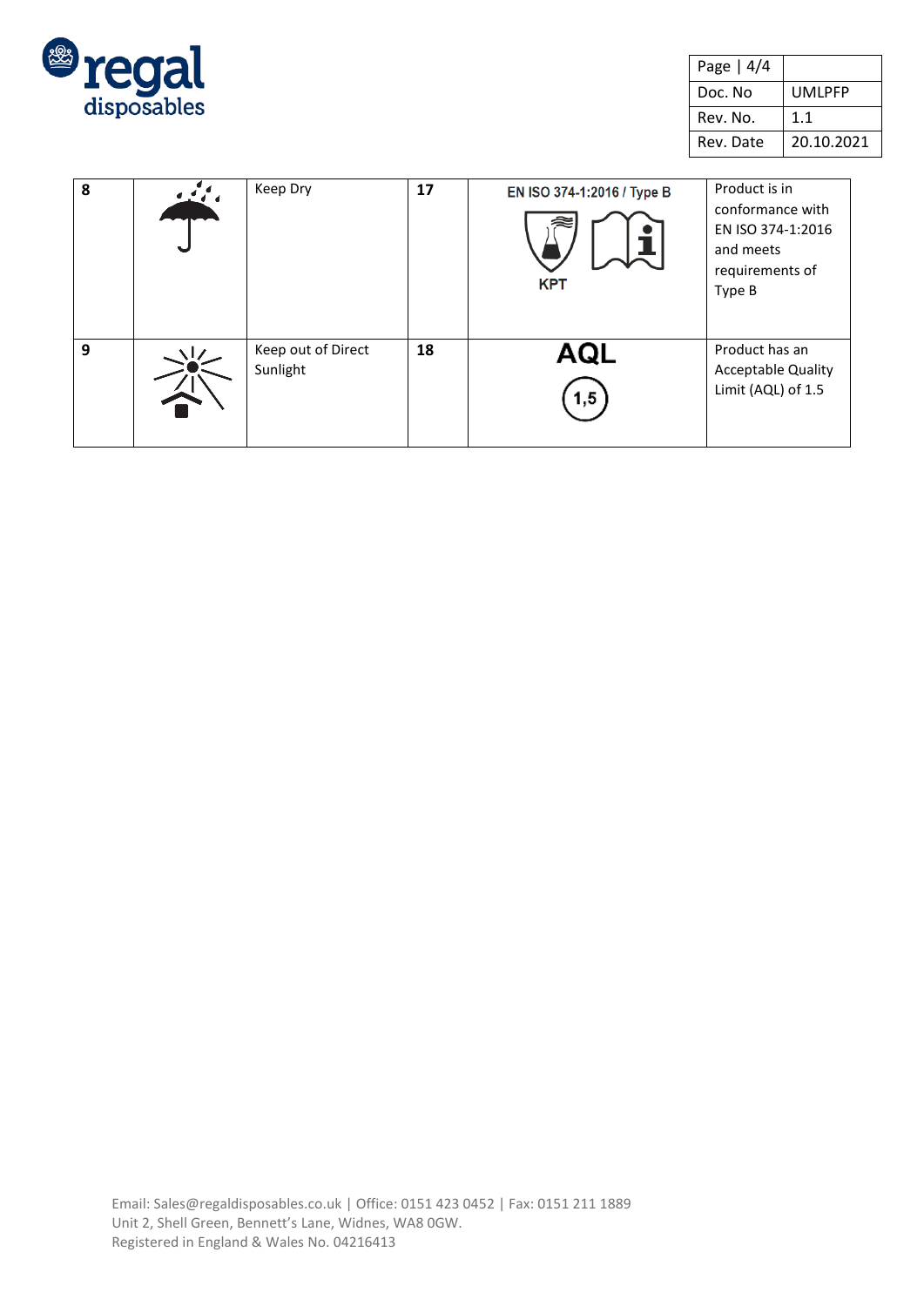| | | | | | |
|---|---|---|---|---|---|
| **8** | | Keep Dry | **17** | EN ISO 374-1:2016 / Type B<br>KPT | Product is in conformance with EN ISO 374-1:2016 and meets requirements of Type B |
| **9** | | Keep out of Direct Sunlight | **18** | AQL<br>1,5 | Product has an Acceptable Quality Limit (AQL) of 1.5 |